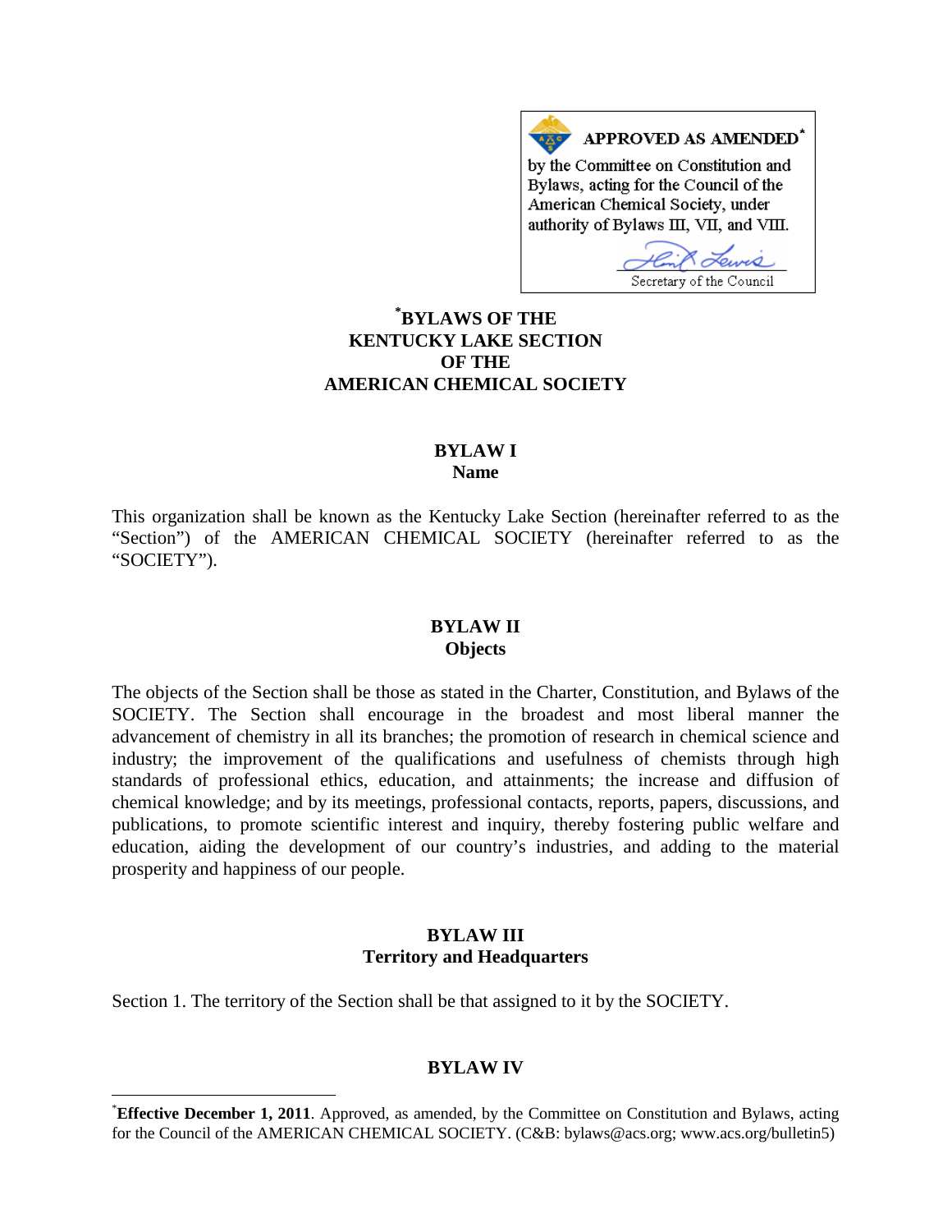**APPROVED AS AMENDED***

by the Committee on Constitution and Bylaws, acting for the Council of the American Chemical Society, under authority of Bylaws III, VII, and VIII.

Secretary of the Council

# *BYLAWS OF THE KENTUCKY LAKE SECTION OF THE AMERICAN CHEMICAL SOCIETY

## BYLAW I
## Name

This organization shall be known as the Kentucky Lake Section (hereinafter referred to as the "Section") of the AMERICAN CHEMICAL SOCIETY (hereinafter referred to as the "SOCIETY").

## BYLAW II
## Objects

The objects of the Section shall be those as stated in the Charter, Constitution, and Bylaws of the SOCIETY. The Section shall encourage in the broadest and most liberal manner the advancement of chemistry in all its branches; the promotion of research in chemical science and industry; the improvement of the qualifications and usefulness of chemists through high standards of professional ethics, education, and attainments; the increase and diffusion of chemical knowledge; and by its meetings, professional contacts, reports, papers, discussions, and publications, to promote scientific interest and inquiry, thereby fostering public welfare and education, aiding the development of our country's industries, and adding to the material prosperity and happiness of our people.

## BYLAW III
## Territory and Headquarters

Section 1. The territory of the Section shall be that assigned to it by the SOCIETY.

## BYLAW IV

---

*__Effective December 1, 2011__. Approved, as amended, by the Committee on Constitution and Bylaws, acting for the Council of the AMERICAN CHEMICAL SOCIETY. (C&B: bylaws@acs.org; www.acs.org/bulletin5)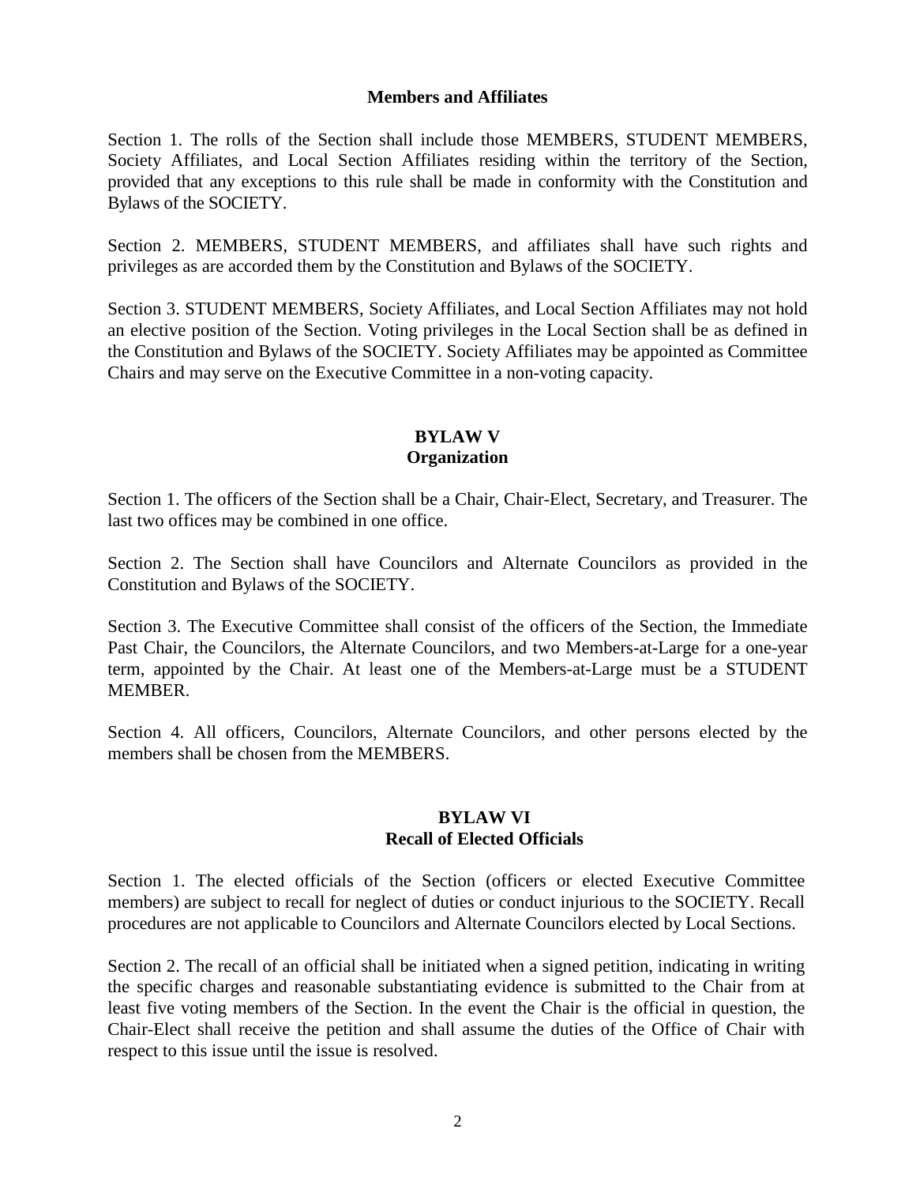**Members and Affiliates**

Section 1. The rolls of the Section shall include those MEMBERS, STUDENT MEMBERS, Society Affiliates, and Local Section Affiliates residing within the territory of the Section, provided that any exceptions to this rule shall be made in conformity with the Constitution and Bylaws of the SOCIETY.

Section 2. MEMBERS, STUDENT MEMBERS, and affiliates shall have such rights and privileges as are accorded them by the Constitution and Bylaws of the SOCIETY.

Section 3. STUDENT MEMBERS, Society Affiliates, and Local Section Affiliates may not hold an elective position of the Section. Voting privileges in the Local Section shall be as defined in the Constitution and Bylaws of the SOCIETY. Society Affiliates may be appointed as Committee Chairs and may serve on the Executive Committee in a non-voting capacity.

## BYLAW V
## Organization

Section 1. The officers of the Section shall be a Chair, Chair-Elect, Secretary, and Treasurer. The last two offices may be combined in one office.

Section 2. The Section shall have Councilors and Alternate Councilors as provided in the Constitution and Bylaws of the SOCIETY.

Section 3. The Executive Committee shall consist of the officers of the Section, the Immediate Past Chair, the Councilors, the Alternate Councilors, and two Members-at-Large for a one-year term, appointed by the Chair. At least one of the Members-at-Large must be a STUDENT MEMBER.

Section 4. All officers, Councilors, Alternate Councilors, and other persons elected by the members shall be chosen from the MEMBERS.

## BYLAW VI
## Recall of Elected Officials

Section 1. The elected officials of the Section (officers or elected Executive Committee members) are subject to recall for neglect of duties or conduct injurious to the SOCIETY. Recall procedures are not applicable to Councilors and Alternate Councilors elected by Local Sections.

Section 2. The recall of an official shall be initiated when a signed petition, indicating in writing the specific charges and reasonable substantiating evidence is submitted to the Chair from at least five voting members of the Section. In the event the Chair is the official in question, the Chair-Elect shall receive the petition and shall assume the duties of the Office of Chair with respect to this issue until the issue is resolved.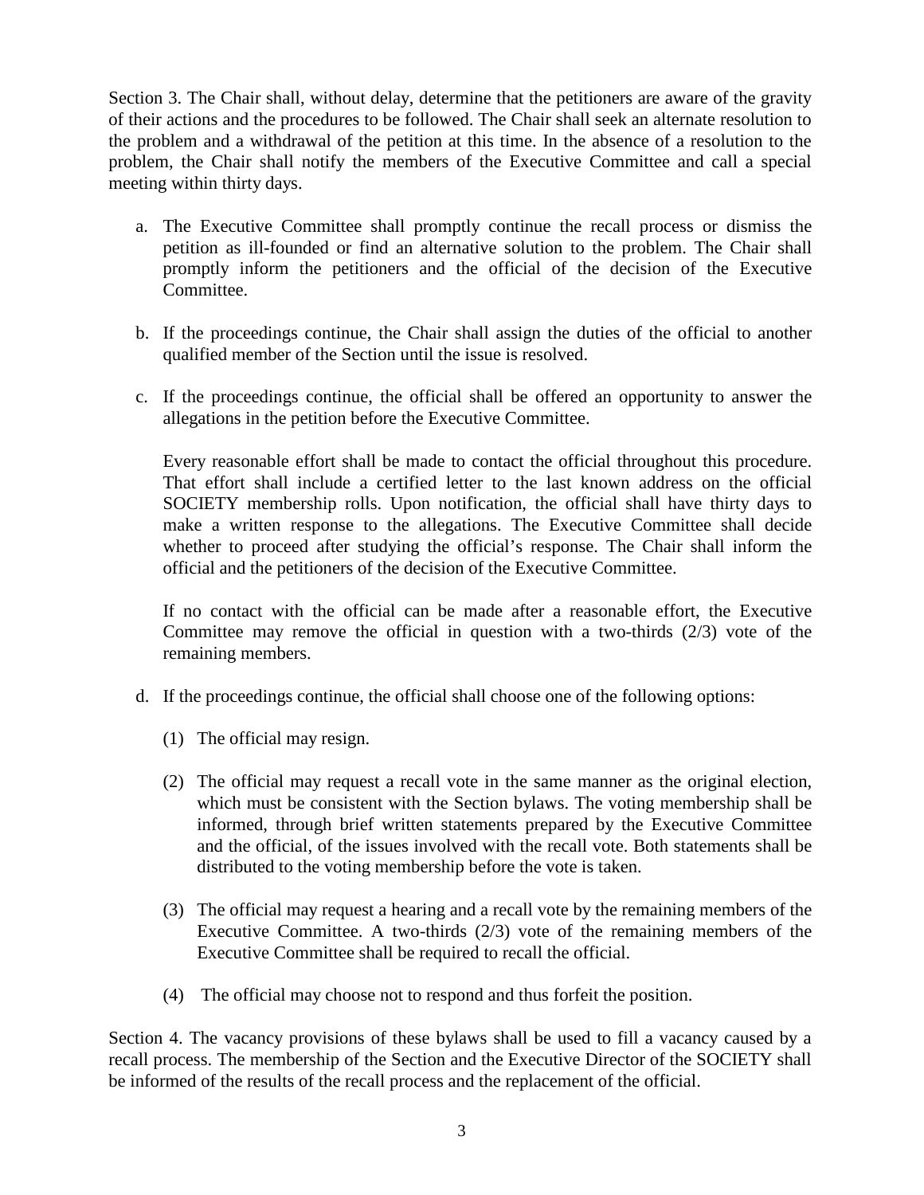Section 3. The Chair shall, without delay, determine that the petitioners are aware of the gravity of their actions and the procedures to be followed. The Chair shall seek an alternate resolution to the problem and a withdrawal of the petition at this time. In the absence of a resolution to the problem, the Chair shall notify the members of the Executive Committee and call a special meeting within thirty days.

a. The Executive Committee shall promptly continue the recall process or dismiss the petition as ill-founded or find an alternative solution to the problem. The Chair shall promptly inform the petitioners and the official of the decision of the Executive Committee.

b. If the proceedings continue, the Chair shall assign the duties of the official to another qualified member of the Section until the issue is resolved.

c. If the proceedings continue, the official shall be offered an opportunity to answer the allegations in the petition before the Executive Committee.

   Every reasonable effort shall be made to contact the official throughout this procedure. That effort shall include a certified letter to the last known address on the official SOCIETY membership rolls. Upon notification, the official shall have thirty days to make a written response to the allegations. The Executive Committee shall decide whether to proceed after studying the official's response. The Chair shall inform the official and the petitioners of the decision of the Executive Committee.

   If no contact with the official can be made after a reasonable effort, the Executive Committee may remove the official in question with a two-thirds (2/3) vote of the remaining members.

d. If the proceedings continue, the official shall choose one of the following options:

   (1) The official may resign.

   (2) The official may request a recall vote in the same manner as the original election, which must be consistent with the Section bylaws. The voting membership shall be informed, through brief written statements prepared by the Executive Committee and the official, of the issues involved with the recall vote. Both statements shall be distributed to the voting membership before the vote is taken.

   (3) The official may request a hearing and a recall vote by the remaining members of the Executive Committee. A two-thirds (2/3) vote of the remaining members of the Executive Committee shall be required to recall the official.

   (4) The official may choose not to respond and thus forfeit the position.

Section 4. The vacancy provisions of these bylaws shall be used to fill a vacancy caused by a recall process. The membership of the Section and the Executive Director of the SOCIETY shall be informed of the results of the recall process and the replacement of the official.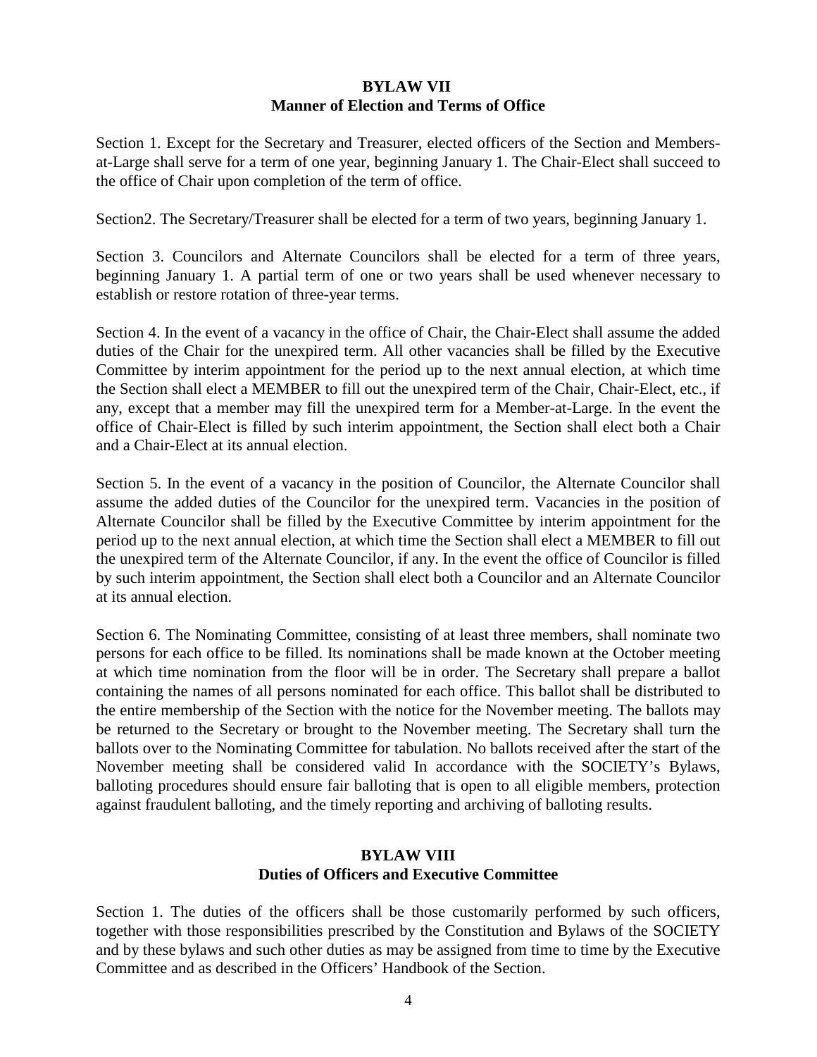## BYLAW VII
## Manner of Election and Terms of Office

Section 1. Except for the Secretary and Treasurer, elected officers of the Section and Members-at-Large shall serve for a term of one year, beginning January 1. The Chair-Elect shall succeed to the office of Chair upon completion of the term of office.

Section2. The Secretary/Treasurer shall be elected for a term of two years, beginning January 1.

Section 3. Councilors and Alternate Councilors shall be elected for a term of three years, beginning January 1. A partial term of one or two years shall be used whenever necessary to establish or restore rotation of three-year terms.

Section 4. In the event of a vacancy in the office of Chair, the Chair-Elect shall assume the added duties of the Chair for the unexpired term. All other vacancies shall be filled by the Executive Committee by interim appointment for the period up to the next annual election, at which time the Section shall elect a MEMBER to fill out the unexpired term of the Chair, Chair-Elect, etc., if any, except that a member may fill the unexpired term for a Member-at-Large. In the event the office of Chair-Elect is filled by such interim appointment, the Section shall elect both a Chair and a Chair-Elect at its annual election.

Section 5. In the event of a vacancy in the position of Councilor, the Alternate Councilor shall assume the added duties of the Councilor for the unexpired term. Vacancies in the position of Alternate Councilor shall be filled by the Executive Committee by interim appointment for the period up to the next annual election, at which time the Section shall elect a MEMBER to fill out the unexpired term of the Alternate Councilor, if any. In the event the office of Councilor is filled by such interim appointment, the Section shall elect both a Councilor and an Alternate Councilor at its annual election.

Section 6. The Nominating Committee, consisting of at least three members, shall nominate two persons for each office to be filled. Its nominations shall be made known at the October meeting at which time nomination from the floor will be in order. The Secretary shall prepare a ballot containing the names of all persons nominated for each office. This ballot shall be distributed to the entire membership of the Section with the notice for the November meeting. The ballots may be returned to the Secretary or brought to the November meeting. The Secretary shall turn the ballots over to the Nominating Committee for tabulation. No ballots received after the start of the November meeting shall be considered valid In accordance with the SOCIETY's Bylaws, balloting procedures should ensure fair balloting that is open to all eligible members, protection against fraudulent balloting, and the timely reporting and archiving of balloting results.

## BYLAW VIII
## Duties of Officers and Executive Committee

Section 1. The duties of the officers shall be those customarily performed by such officers, together with those responsibilities prescribed by the Constitution and Bylaws of the SOCIETY and by these bylaws and such other duties as may be assigned from time to time by the Executive Committee and as described in the Officers' Handbook of the Section.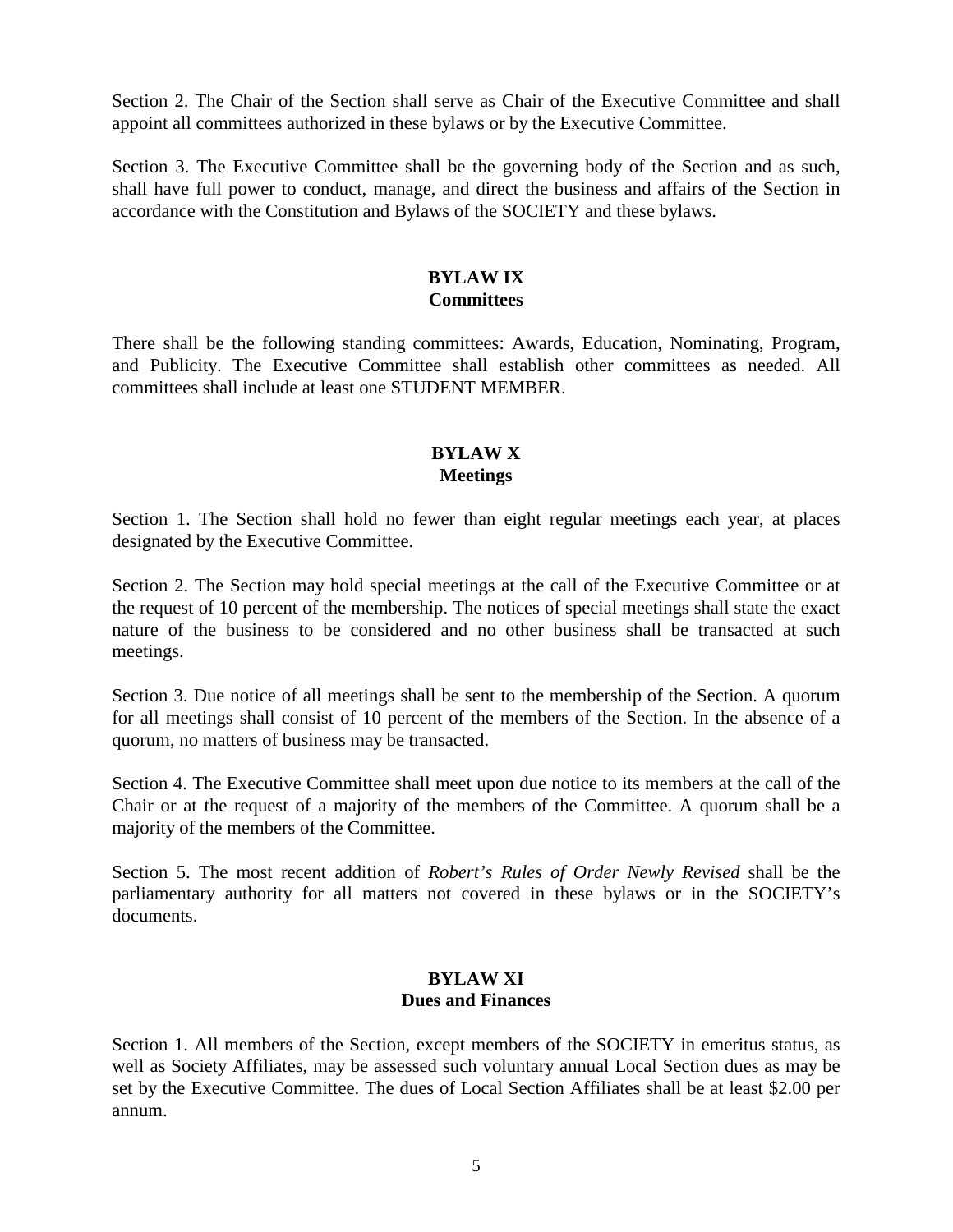Section 2. The Chair of the Section shall serve as Chair of the Executive Committee and shall appoint all committees authorized in these bylaws or by the Executive Committee.

Section 3. The Executive Committee shall be the governing body of the Section and as such, shall have full power to conduct, manage, and direct the business and affairs of the Section in accordance with the Constitution and Bylaws of the SOCIETY and these bylaws.

## BYLAW IX
## Committees

There shall be the following standing committees: Awards, Education, Nominating, Program, and Publicity. The Executive Committee shall establish other committees as needed. All committees shall include at least one STUDENT MEMBER.

## BYLAW X
## Meetings

Section 1. The Section shall hold no fewer than eight regular meetings each year, at places designated by the Executive Committee.

Section 2. The Section may hold special meetings at the call of the Executive Committee or at the request of 10 percent of the membership. The notices of special meetings shall state the exact nature of the business to be considered and no other business shall be transacted at such meetings.

Section 3. Due notice of all meetings shall be sent to the membership of the Section. A quorum for all meetings shall consist of 10 percent of the members of the Section. In the absence of a quorum, no matters of business may be transacted.

Section 4. The Executive Committee shall meet upon due notice to its members at the call of the Chair or at the request of a majority of the members of the Committee. A quorum shall be a majority of the members of the Committee.

Section 5. The most recent addition of *Robert's Rules of Order Newly Revised* shall be the parliamentary authority for all matters not covered in these bylaws or in the SOCIETY's documents.

## BYLAW XI
## Dues and Finances

Section 1. All members of the Section, except members of the SOCIETY in emeritus status, as well as Society Affiliates, may be assessed such voluntary annual Local Section dues as may be set by the Executive Committee. The dues of Local Section Affiliates shall be at least $2.00 per annum.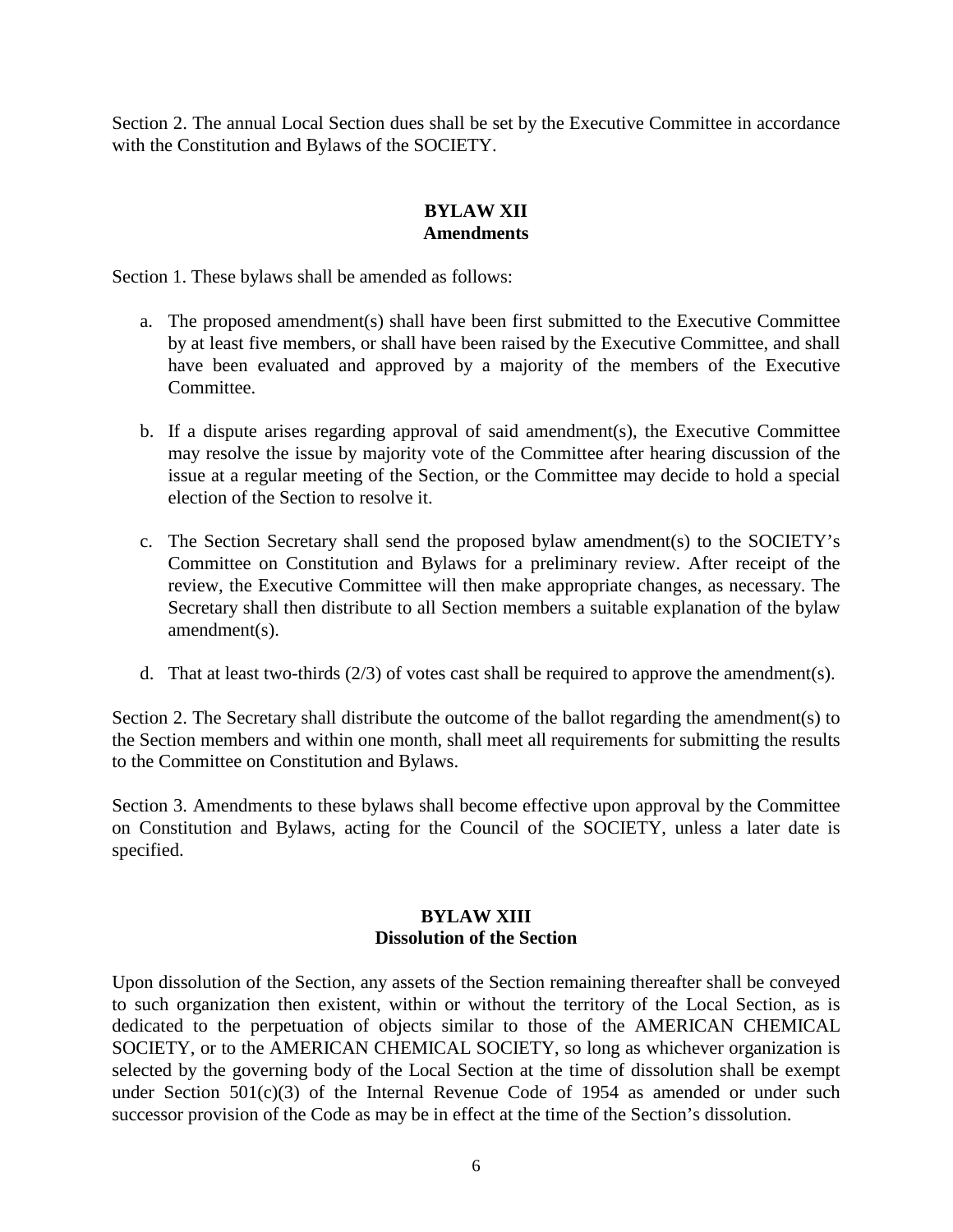Section 2. The annual Local Section dues shall be set by the Executive Committee in accordance with the Constitution and Bylaws of the SOCIETY.

## BYLAW XII
## Amendments

Section 1. These bylaws shall be amended as follows:

a. The proposed amendment(s) shall have been first submitted to the Executive Committee by at least five members, or shall have been raised by the Executive Committee, and shall have been evaluated and approved by a majority of the members of the Executive Committee.

b. If a dispute arises regarding approval of said amendment(s), the Executive Committee may resolve the issue by majority vote of the Committee after hearing discussion of the issue at a regular meeting of the Section, or the Committee may decide to hold a special election of the Section to resolve it.

c. The Section Secretary shall send the proposed bylaw amendment(s) to the SOCIETY's Committee on Constitution and Bylaws for a preliminary review. After receipt of the review, the Executive Committee will then make appropriate changes, as necessary. The Secretary shall then distribute to all Section members a suitable explanation of the bylaw amendment(s).

d. That at least two-thirds (2/3) of votes cast shall be required to approve the amendment(s).

Section 2. The Secretary shall distribute the outcome of the ballot regarding the amendment(s) to the Section members and within one month, shall meet all requirements for submitting the results to the Committee on Constitution and Bylaws.

Section 3. Amendments to these bylaws shall become effective upon approval by the Committee on Constitution and Bylaws, acting for the Council of the SOCIETY, unless a later date is specified.

## BYLAW XIII
## Dissolution of the Section

Upon dissolution of the Section, any assets of the Section remaining thereafter shall be conveyed to such organization then existent, within or without the territory of the Local Section, as is dedicated to the perpetuation of objects similar to those of the AMERICAN CHEMICAL SOCIETY, or to the AMERICAN CHEMICAL SOCIETY, so long as whichever organization is selected by the governing body of the Local Section at the time of dissolution shall be exempt under Section 501(c)(3) of the Internal Revenue Code of 1954 as amended or under such successor provision of the Code as may be in effect at the time of the Section's dissolution.